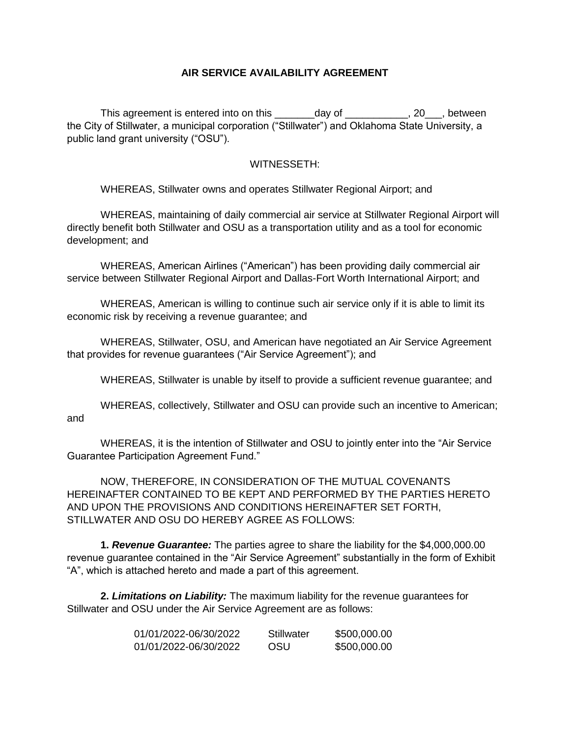# AIR SERVICE AVAILABILITY AGREEMENT

This agreement is entered into on this _______day of ___________, 20___, between the City of Stillwater, a municipal corporation ("Stillwater") and Oklahoma State University, a public land grant university ("OSU").

WITNESSETH:

WHEREAS, Stillwater owns and operates Stillwater Regional Airport; and

WHEREAS, maintaining of daily commercial air service at Stillwater Regional Airport will directly benefit both Stillwater and OSU as a transportation utility and as a tool for economic development; and

WHEREAS, American Airlines ("American") has been providing daily commercial air service between Stillwater Regional Airport and Dallas-Fort Worth International Airport; and

WHEREAS, American is willing to continue such air service only if it is able to limit its economic risk by receiving a revenue guarantee; and

WHEREAS, Stillwater, OSU, and American have negotiated an Air Service Agreement that provides for revenue guarantees ("Air Service Agreement"); and

WHEREAS, Stillwater is unable by itself to provide a sufficient revenue guarantee; and

WHEREAS, collectively, Stillwater and OSU can provide such an incentive to American; and

WHEREAS, it is the intention of Stillwater and OSU to jointly enter into the "Air Service Guarantee Participation Agreement Fund."

NOW, THEREFORE, IN CONSIDERATION OF THE MUTUAL COVENANTS HEREINAFTER CONTAINED TO BE KEPT AND PERFORMED BY THE PARTIES HERETO AND UPON THE PROVISIONS AND CONDITIONS HEREINAFTER SET FORTH, STILLWATER AND OSU DO HEREBY AGREE AS FOLLOWS:

**1. *Revenue Guarantee:*** The parties agree to share the liability for the $4,000,000.00 revenue guarantee contained in the "Air Service Agreement" substantially in the form of Exhibit "A", which is attached hereto and made a part of this agreement.

**2. *Limitations on Liability:*** The maximum liability for the revenue guarantees for Stillwater and OSU under the Air Service Agreement are as follows:

| | | |
|---|---|---|
| 01/01/2022-06/30/2022 | Stillwater | $500,000.00 |
| 01/01/2022-06/30/2022 | OSU | $500,000.00 |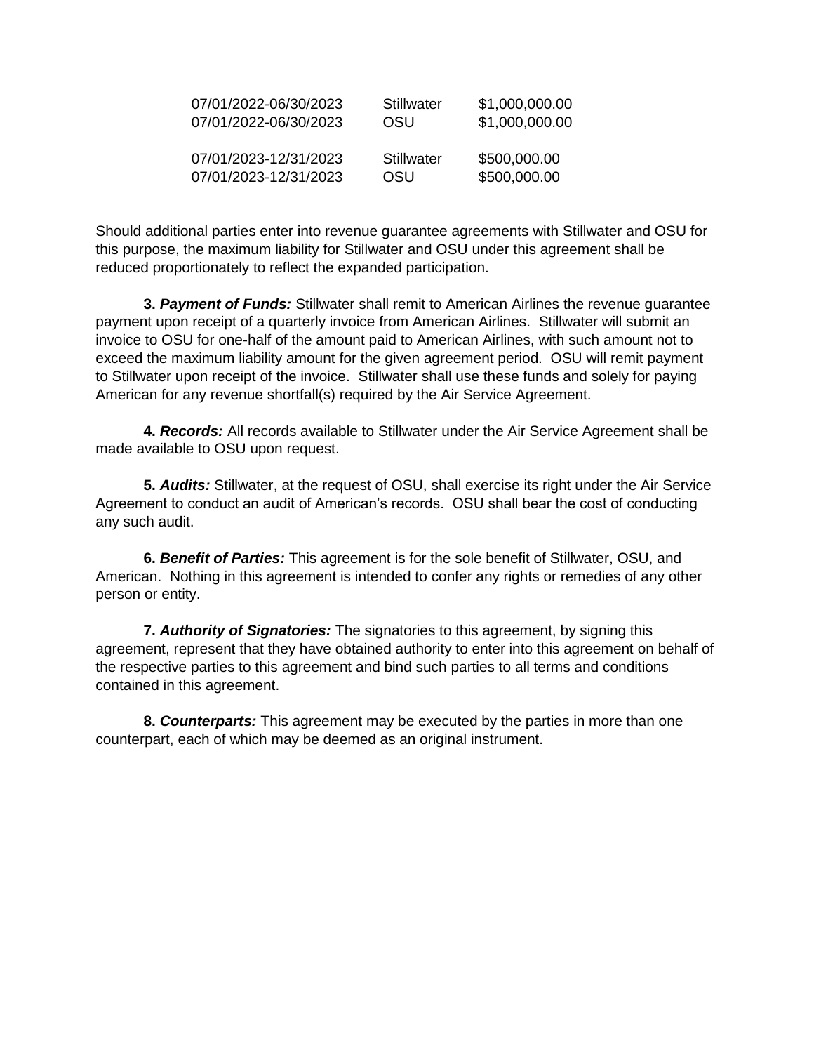| | | |
|---|---|---|
| 07/01/2022-06/30/2023 | Stillwater | $1,000,000.00 |
| 07/01/2022-06/30/2023 | OSU | $1,000,000.00 |
| 07/01/2023-12/31/2023 | Stillwater | $500,000.00 |
| 07/01/2023-12/31/2023 | OSU | $500,000.00 |

Should additional parties enter into revenue guarantee agreements with Stillwater and OSU for this purpose, the maximum liability for Stillwater and OSU under this agreement shall be reduced proportionately to reflect the expanded participation.

**3. *Payment of Funds:*** Stillwater shall remit to American Airlines the revenue guarantee payment upon receipt of a quarterly invoice from American Airlines. Stillwater will submit an invoice to OSU for one-half of the amount paid to American Airlines, with such amount not to exceed the maximum liability amount for the given agreement period. OSU will remit payment to Stillwater upon receipt of the invoice. Stillwater shall use these funds and solely for paying American for any revenue shortfall(s) required by the Air Service Agreement.

**4. *Records:*** All records available to Stillwater under the Air Service Agreement shall be made available to OSU upon request.

**5. *Audits:*** Stillwater, at the request of OSU, shall exercise its right under the Air Service Agreement to conduct an audit of American's records. OSU shall bear the cost of conducting any such audit.

**6. *Benefit of Parties:*** This agreement is for the sole benefit of Stillwater, OSU, and American. Nothing in this agreement is intended to confer any rights or remedies of any other person or entity.

**7. *Authority of Signatories:*** The signatories to this agreement, by signing this agreement, represent that they have obtained authority to enter into this agreement on behalf of the respective parties to this agreement and bind such parties to all terms and conditions contained in this agreement.

**8. *Counterparts:*** This agreement may be executed by the parties in more than one counterpart, each of which may be deemed as an original instrument.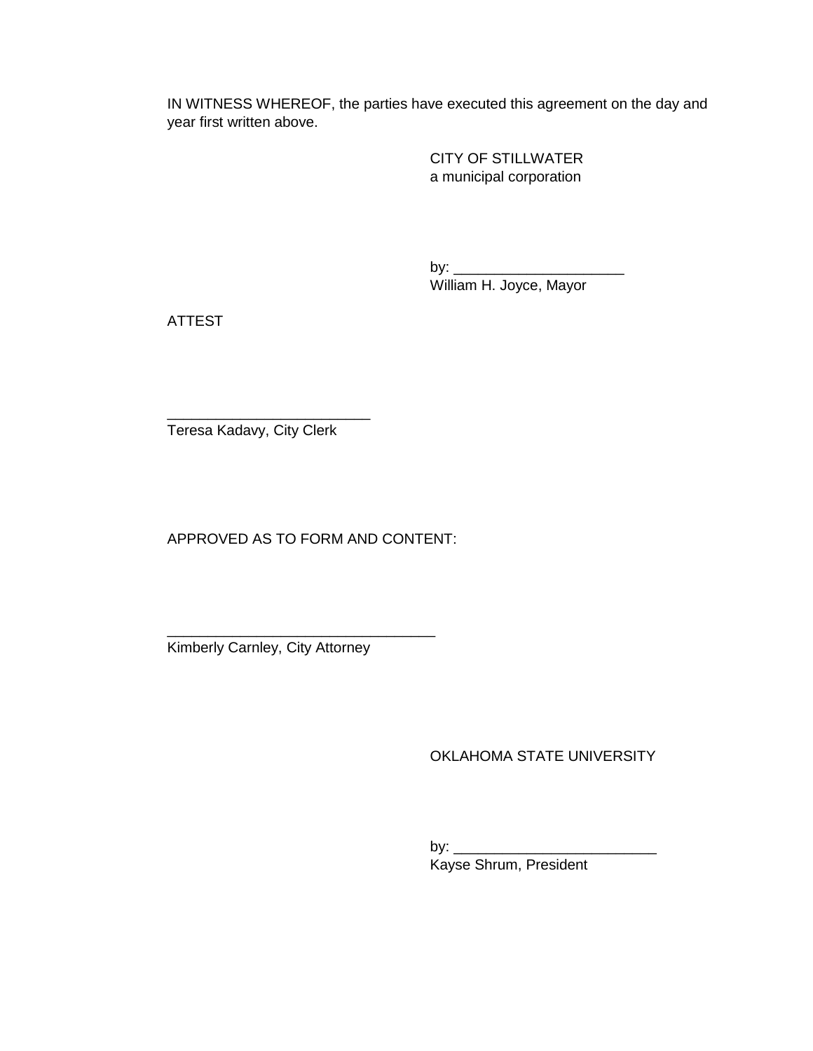IN WITNESS WHEREOF, the parties have executed this agreement on the day and year first written above.

CITY OF STILLWATER
a municipal corporation

by: _____________________
William H. Joyce, Mayor

ATTEST

_________________________
Teresa Kadavy, City Clerk

APPROVED AS TO FORM AND CONTENT:

_________________________________
Kimberly Carnley, City Attorney

OKLAHOMA STATE UNIVERSITY

by: _________________________
Kayse Shrum, President